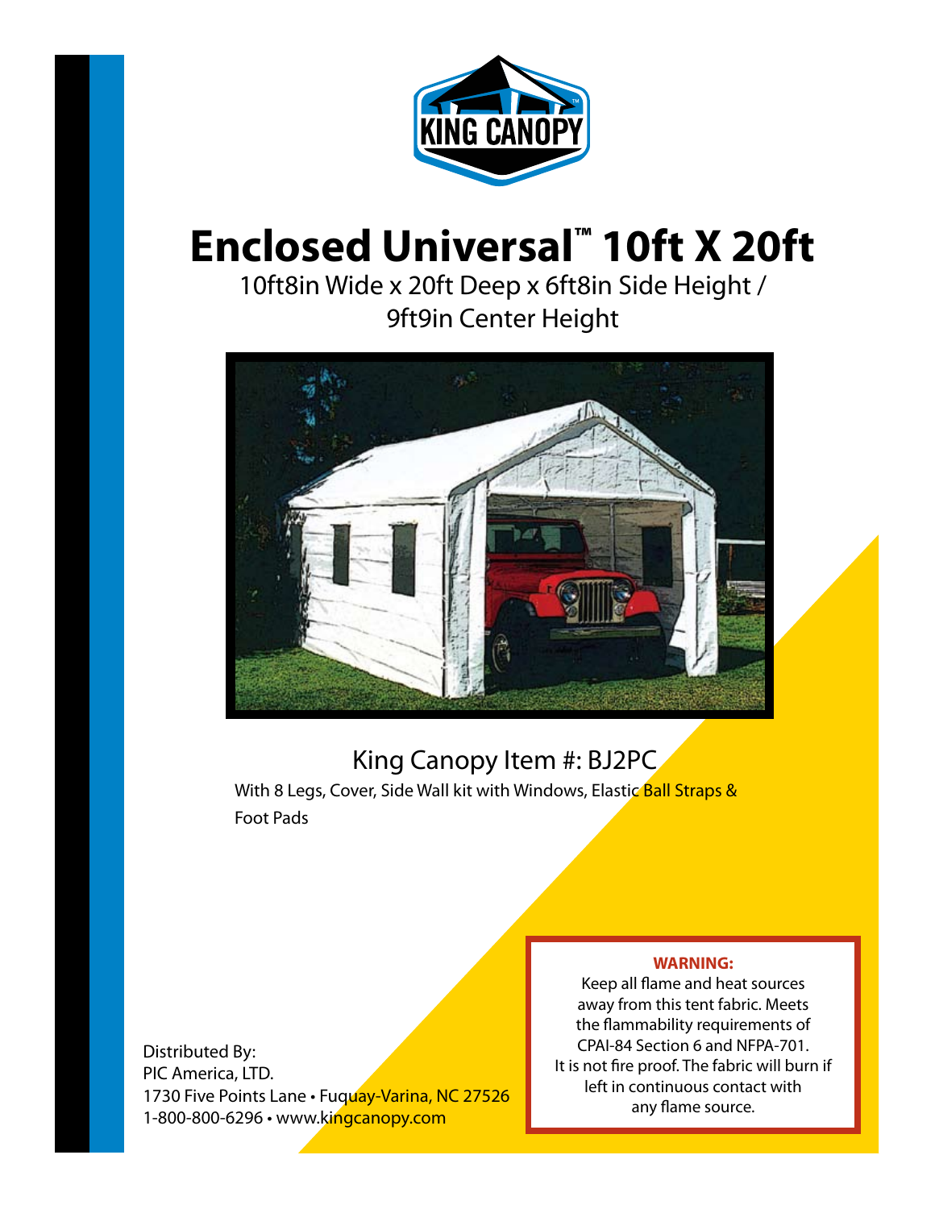KING CANOPY™

# Enclosed Universal™ 10ft X 20ft

10ft8in Wide x 20ft Deep x 6ft8in Side Height / 9ft9in Center Height

King Canopy Item #: BJ2PC

With 8 Legs, Cover, Side Wall kit with Windows, Elastic Ball Straps & Foot Pads

**WARNING:**

Keep all flame and heat sources away from this tent fabric. Meets the flammability requirements of CPAI-84 Section 6 and NFPA-701. It is not fire proof. The fabric will burn if left in continuous contact with any flame source.

Distributed By:
PIC America, LTD.
1730 Five Points Lane • Fuquay-Varina, NC 27526
1-800-800-6296 • www.kingcanopy.com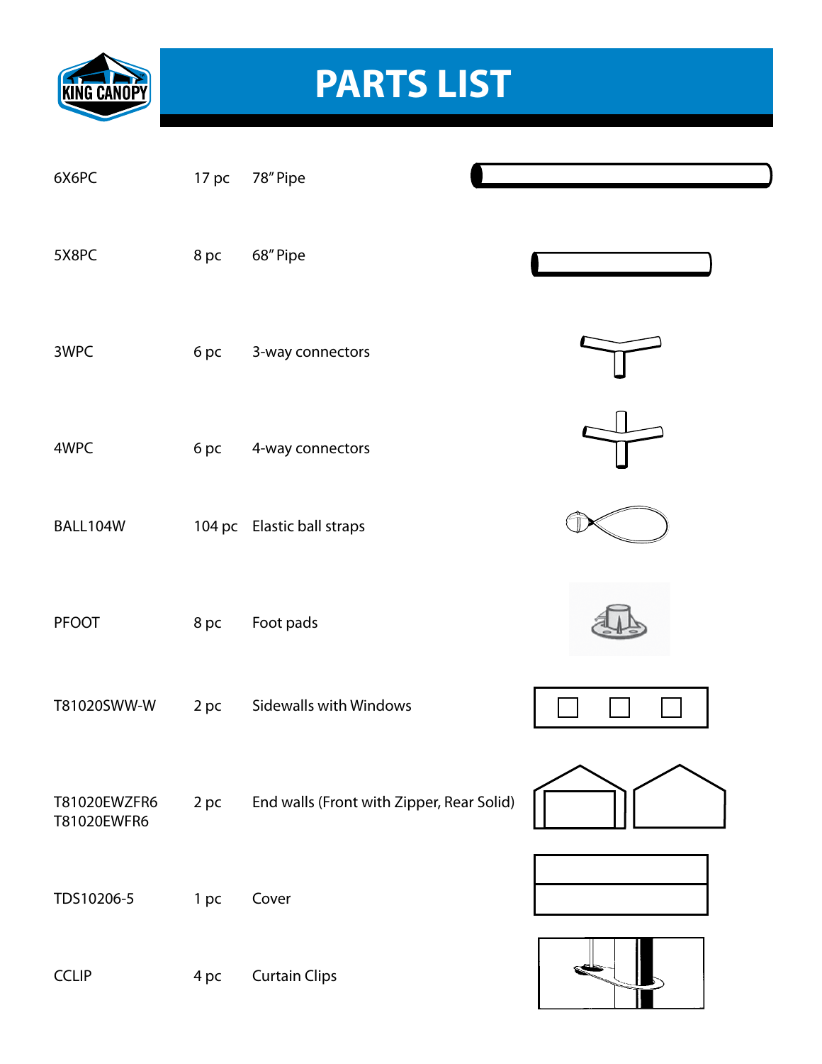# PARTS LIST

| | | |
|---|---|---|
| 6X6PC | 17 pc | 78" Pipe |
| 5X8PC | 8 pc | 68" Pipe |
| 3WPC | 6 pc | 3-way connectors |
| 4WPC | 6 pc | 4-way connectors |
| BALL104W | 104 pc | Elastic ball straps |
| PFOOT | 8 pc | Foot pads |
| T81020SWW-W | 2 pc | Sidewalls with Windows |
| T81020EWZFR6<br>T81020EWFR6 | 2 pc | End walls (Front with Zipper, Rear Solid) |
| TDS10206-5 | 1 pc | Cover |
| CCLIP | 4 pc | Curtain Clips |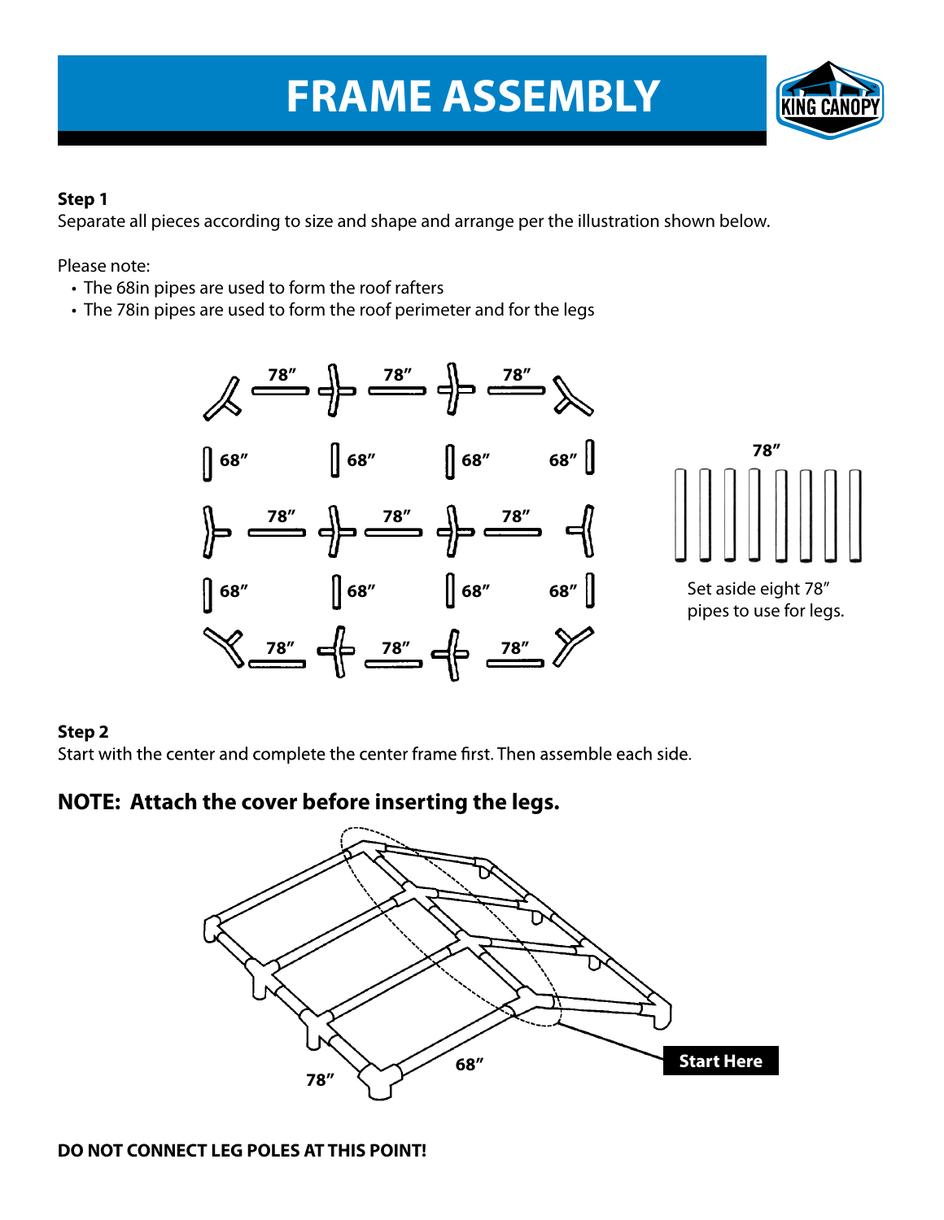# FRAME ASSEMBLY

**Step 1**
Separate all pieces according to size and shape and arrange per the illustration shown below.

Please note:

- The 68in pipes are used to form the roof rafters
- The 78in pipes are used to form the roof perimeter and for the legs

78″ 78″ 78″

68″ 68″ 68″ 68″

78″ 78″ 78″

68″ 68″ 68″ 68″

78″ 78″ 78″

78″

Set aside eight 78″ pipes to use for legs.

**Step 2**
Start with the center and complete the center frame first. Then assemble each side.

## NOTE: Attach the cover before inserting the legs.

Start Here

68″

78″

**DO NOT CONNECT LEG POLES AT THIS POINT!**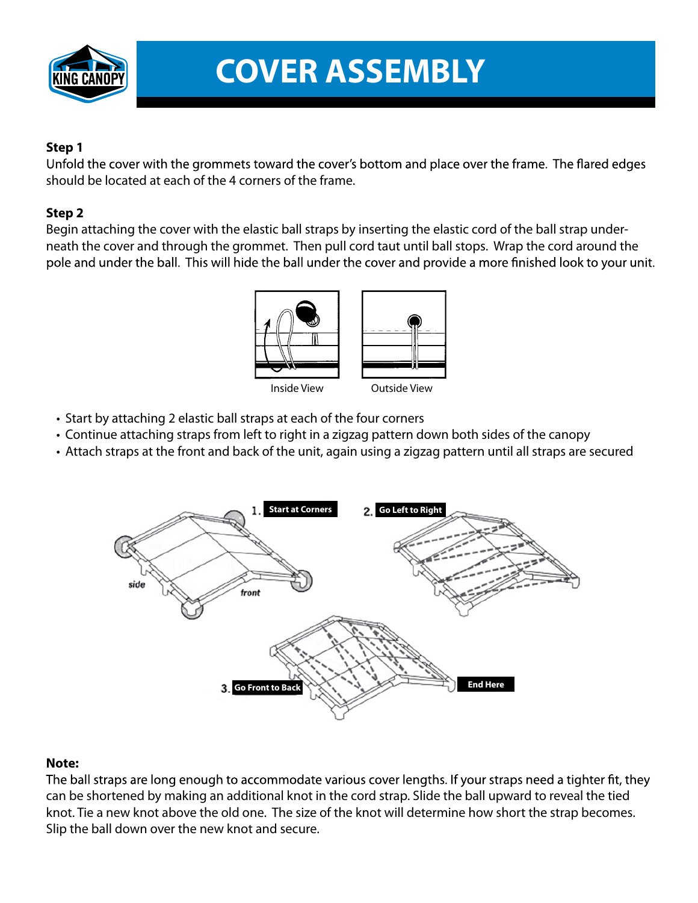# COVER ASSEMBLY

**Step 1**

Unfold the cover with the grommets toward the cover's bottom and place over the frame. The flared edges should be located at each of the 4 corners of the frame.

**Step 2**

Begin attaching the cover with the elastic ball straps by inserting the elastic cord of the ball strap underneath the cover and through the grommet. Then pull cord taut until ball stops. Wrap the cord around the pole and under the ball. This will hide the ball under the cover and provide a more finished look to your unit.

Inside View

Outside View

- Start by attaching 2 elastic ball straps at each of the four corners
- Continue attaching straps from left to right in a zigzag pattern down both sides of the canopy
- Attach straps at the front and back of the unit, again using a zigzag pattern until all straps are secured

1. Start at Corners

side

front

2. Go Left to Right

3. Go Front to Back

End Here

**Note:**

The ball straps are long enough to accommodate various cover lengths. If your straps need a tighter fit, they can be shortened by making an additional knot in the cord strap. Slide the ball upward to reveal the tied knot. Tie a new knot above the old one. The size of the knot will determine how short the strap becomes. Slip the ball down over the new knot and secure.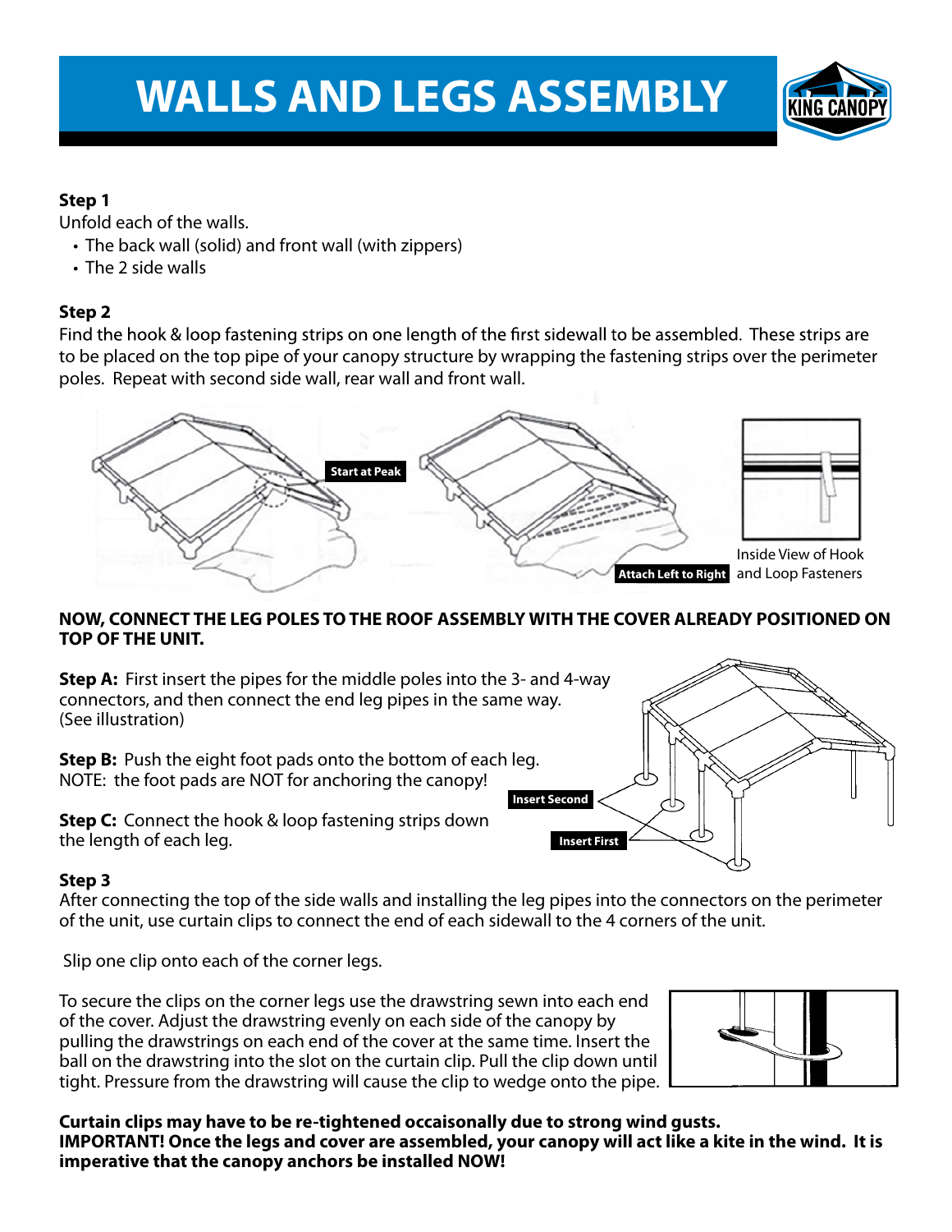# WALLS AND LEGS ASSEMBLY

**Step 1**

Unfold each of the walls.

- The back wall (solid) and front wall (with zippers)
- The 2 side walls

**Step 2**

Find the hook & loop fastening strips on one length of the first sidewall to be assembled. These strips are to be placed on the top pipe of your canopy structure by wrapping the fastening strips over the perimeter poles. Repeat with second side wall, rear wall and front wall.

Start at Peak

Attach Left to Right

Inside View of Hook and Loop Fasteners

**NOW, CONNECT THE LEG POLES TO THE ROOF ASSEMBLY WITH THE COVER ALREADY POSITIONED ON TOP OF THE UNIT.**

**Step A:** First insert the pipes for the middle poles into the 3- and 4-way connectors, and then connect the end leg pipes in the same way. (See illustration)

**Step B:** Push the eight foot pads onto the bottom of each leg. NOTE: the foot pads are NOT for anchoring the canopy!

**Step C:** Connect the hook & loop fastening strips down the length of each leg.

Insert Second

Insert First

**Step 3**

After connecting the top of the side walls and installing the leg pipes into the connectors on the perimeter of the unit, use curtain clips to connect the end of each sidewall to the 4 corners of the unit.

Slip one clip onto each of the corner legs.

To secure the clips on the corner legs use the drawstring sewn into each end of the cover. Adjust the drawstring evenly on each side of the canopy by pulling the drawstrings on each end of the cover at the same time. Insert the ball on the drawstring into the slot on the curtain clip. Pull the clip down until tight. Pressure from the drawstring will cause the clip to wedge onto the pipe.

**Curtain clips may have to be re-tightened occaisonally due to strong wind gusts.**
**IMPORTANT! Once the legs and cover are assembled, your canopy will act like a kite in the wind. It is imperative that the canopy anchors be installed NOW!**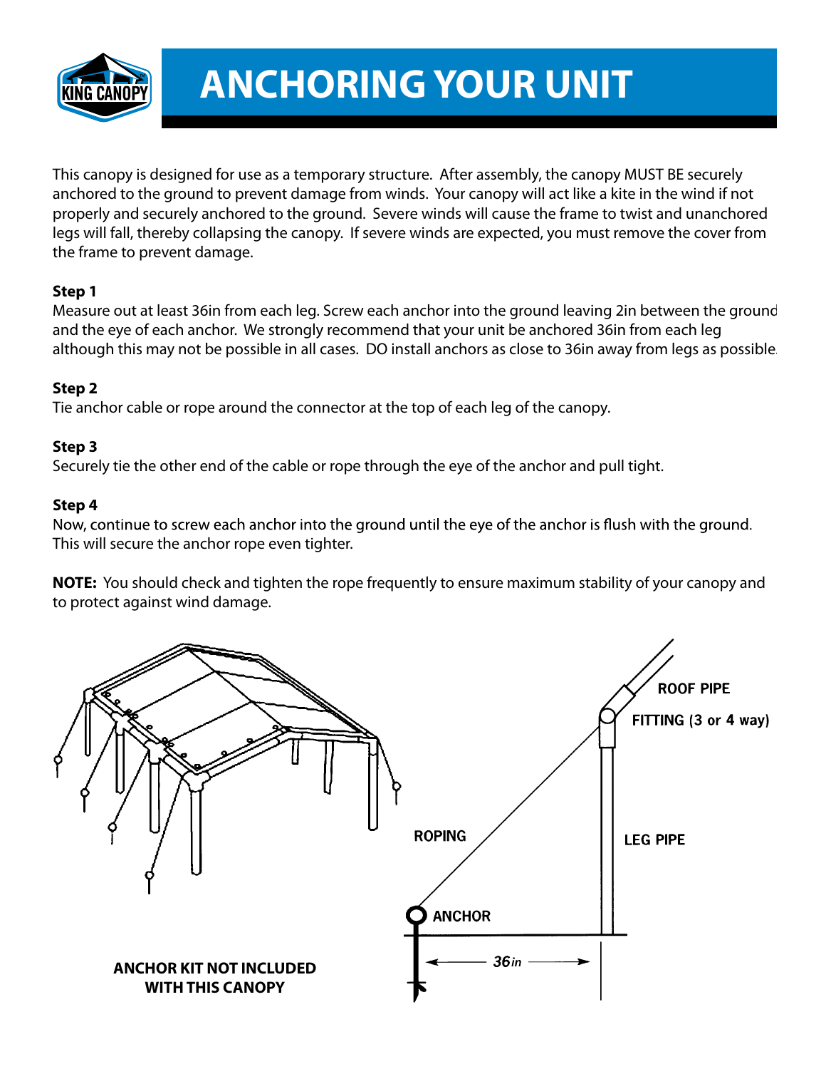# ANCHORING YOUR UNIT

This canopy is designed for use as a temporary structure. After assembly, the canopy MUST BE securely anchored to the ground to prevent damage from winds. Your canopy will act like a kite in the wind if not properly and securely anchored to the ground. Severe winds will cause the frame to twist and unanchored legs will fall, thereby collapsing the canopy. If severe winds are expected, you must remove the cover from the frame to prevent damage.

**Step 1**
Measure out at least 36in from each leg. Screw each anchor into the ground leaving 2in between the ground and the eye of each anchor. We strongly recommend that your unit be anchored 36in from each leg although this may not be possible in all cases. DO install anchors as close to 36in away from legs as possible.

**Step 2**
Tie anchor cable or rope around the connector at the top of each leg of the canopy.

**Step 3**
Securely tie the other end of the cable or rope through the eye of the anchor and pull tight.

**Step 4**
Now, continue to screw each anchor into the ground until the eye of the anchor is flush with the ground. This will secure the anchor rope even tighter.

**NOTE:** You should check and tighten the rope frequently to ensure maximum stability of your canopy and to protect against wind damage.

ROOF PIPE

FITTING (3 or 4 way)

ROPING

LEG PIPE

ANCHOR

36in

**ANCHOR KIT NOT INCLUDED WITH THIS CANOPY**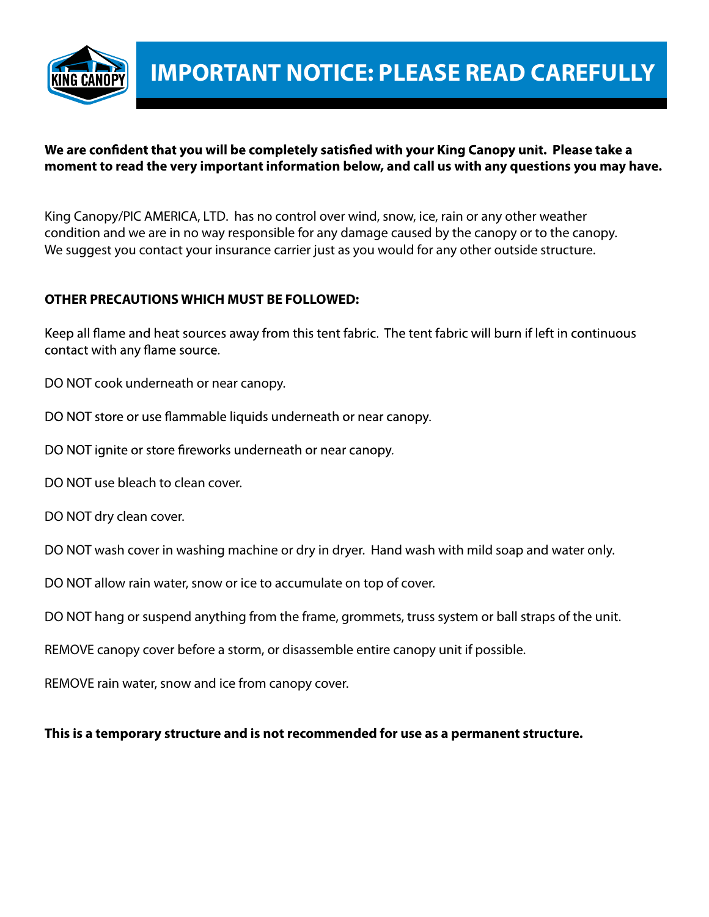# IMPORTANT NOTICE: PLEASE READ CAREFULLY

**We are confident that you will be completely satisfied with your King Canopy unit. Please take a moment to read the very important information below, and call us with any questions you may have.**

King Canopy/PIC AMERICA, LTD. has no control over wind, snow, ice, rain or any other weather condition and we are in no way responsible for any damage caused by the canopy or to the canopy. We suggest you contact your insurance carrier just as you would for any other outside structure.

**OTHER PRECAUTIONS WHICH MUST BE FOLLOWED:**

Keep all flame and heat sources away from this tent fabric. The tent fabric will burn if left in continuous contact with any flame source.

DO NOT cook underneath or near canopy.

DO NOT store or use flammable liquids underneath or near canopy.

DO NOT ignite or store fireworks underneath or near canopy.

DO NOT use bleach to clean cover.

DO NOT dry clean cover.

DO NOT wash cover in washing machine or dry in dryer. Hand wash with mild soap and water only.

DO NOT allow rain water, snow or ice to accumulate on top of cover.

DO NOT hang or suspend anything from the frame, grommets, truss system or ball straps of the unit.

REMOVE canopy cover before a storm, or disassemble entire canopy unit if possible.

REMOVE rain water, snow and ice from canopy cover.

**This is a temporary structure and is not recommended for use as a permanent structure.**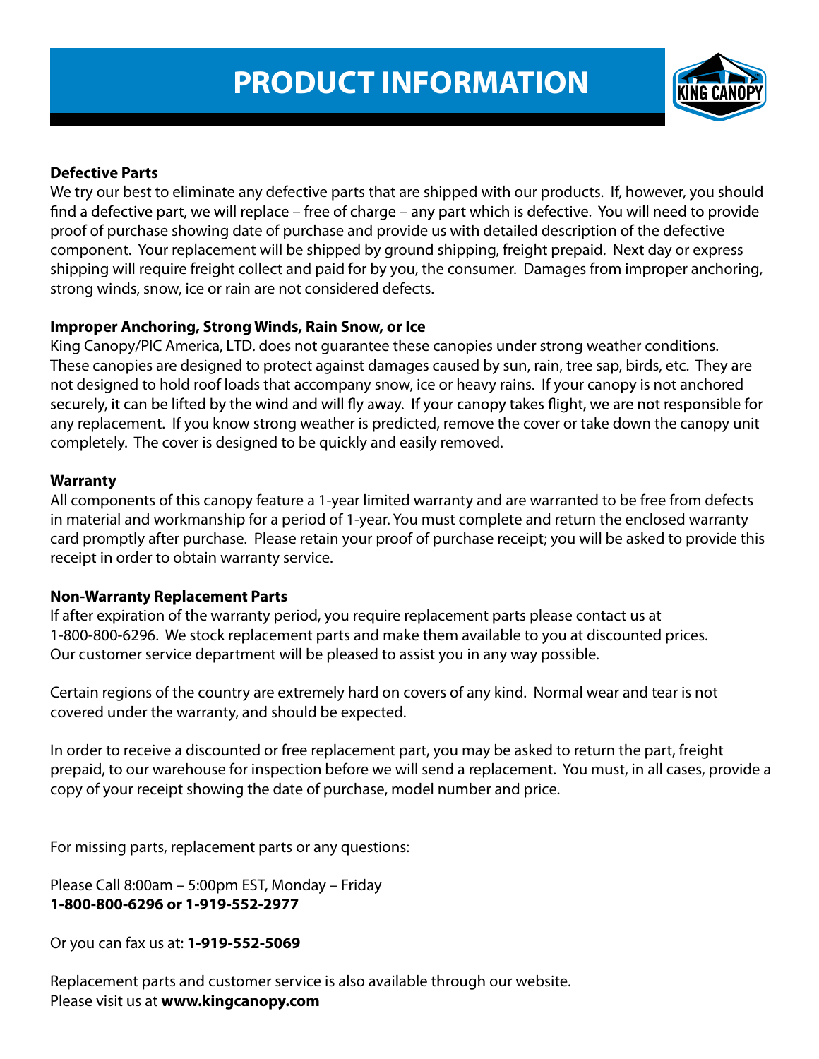# PRODUCT INFORMATION

**Defective Parts**

We try our best to eliminate any defective parts that are shipped with our products. If, however, you should find a defective part, we will replace – free of charge – any part which is defective. You will need to provide proof of purchase showing date of purchase and provide us with detailed description of the defective component. Your replacement will be shipped by ground shipping, freight prepaid. Next day or express shipping will require freight collect and paid for by you, the consumer. Damages from improper anchoring, strong winds, snow, ice or rain are not considered defects.

**Improper Anchoring, Strong Winds, Rain Snow, or Ice**

King Canopy/PIC America, LTD. does not guarantee these canopies under strong weather conditions. These canopies are designed to protect against damages caused by sun, rain, tree sap, birds, etc. They are not designed to hold roof loads that accompany snow, ice or heavy rains. If your canopy is not anchored securely, it can be lifted by the wind and will fly away. If your canopy takes flight, we are not responsible for any replacement. If you know strong weather is predicted, remove the cover or take down the canopy unit completely. The cover is designed to be quickly and easily removed.

**Warranty**

All components of this canopy feature a 1-year limited warranty and are warranted to be free from defects in material and workmanship for a period of 1-year. You must complete and return the enclosed warranty card promptly after purchase. Please retain your proof of purchase receipt; you will be asked to provide this receipt in order to obtain warranty service.

**Non-Warranty Replacement Parts**

If after expiration of the warranty period, you require replacement parts please contact us at 1-800-800-6296. We stock replacement parts and make them available to you at discounted prices. Our customer service department will be pleased to assist you in any way possible.

Certain regions of the country are extremely hard on covers of any kind. Normal wear and tear is not covered under the warranty, and should be expected.

In order to receive a discounted or free replacement part, you may be asked to return the part, freight prepaid, to our warehouse for inspection before we will send a replacement. You must, in all cases, provide a copy of your receipt showing the date of purchase, model number and price.

For missing parts, replacement parts or any questions:

Please Call 8:00am – 5:00pm EST, Monday – Friday
**1-800-800-6296 or 1-919-552-2977**

Or you can fax us at: **1-919-552-5069**

Replacement parts and customer service is also available through our website.
Please visit us at **www.kingcanopy.com**